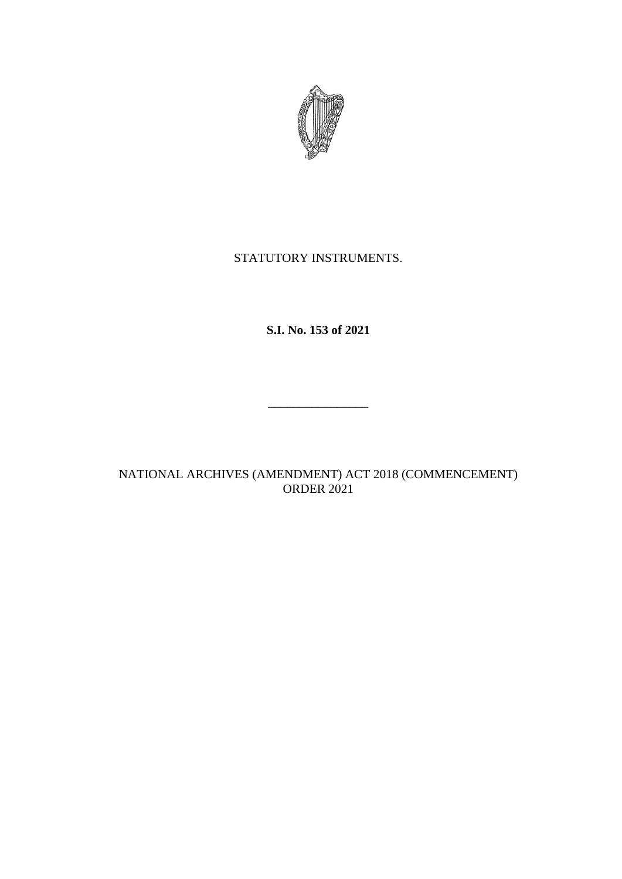STATUTORY INSTRUMENTS.

**S.I. No. 153 of 2021**

\_\_\_\_\_\_\_\_\_\_\_\_\_\_\_\_

NATIONAL ARCHIVES (AMENDMENT) ACT 2018 (COMMENCEMENT) ORDER 2021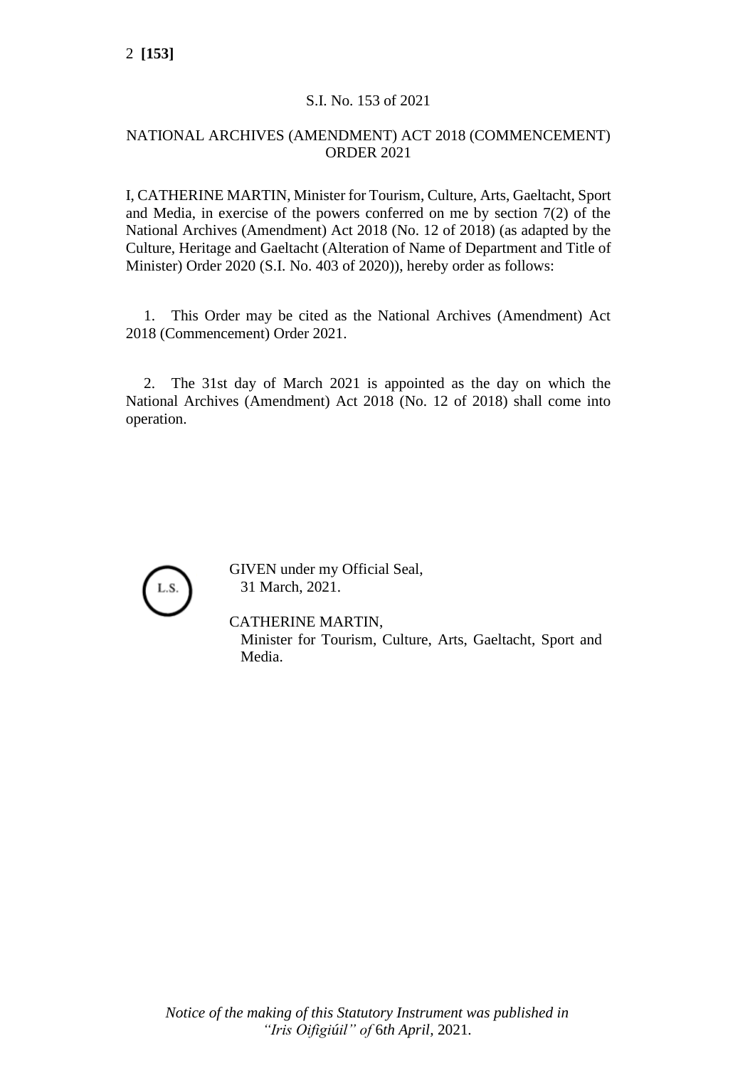S.I. No. 153 of 2021

# NATIONAL ARCHIVES (AMENDMENT) ACT 2018 (COMMENCEMENT) ORDER 2021

I, CATHERINE MARTIN, Minister for Tourism, Culture, Arts, Gaeltacht, Sport and Media, in exercise of the powers conferred on me by section 7(2) of the National Archives (Amendment) Act 2018 (No. 12 of 2018) (as adapted by the Culture, Heritage and Gaeltacht (Alteration of Name of Department and Title of Minister) Order 2020 (S.I. No. 403 of 2020)), hereby order as follows:

1. This Order may be cited as the National Archives (Amendment) Act 2018 (Commencement) Order 2021.

2. The 31st day of March 2021 is appointed as the day on which the National Archives (Amendment) Act 2018 (No. 12 of 2018) shall come into operation.

L.S.

GIVEN under my Official Seal,
31 March, 2021.

CATHERINE MARTIN,
Minister for Tourism, Culture, Arts, Gaeltacht, Sport and Media.

*Notice of the making of this Statutory Instrument was published in "Iris Oifigiúil" of* 6*th April,* 2021.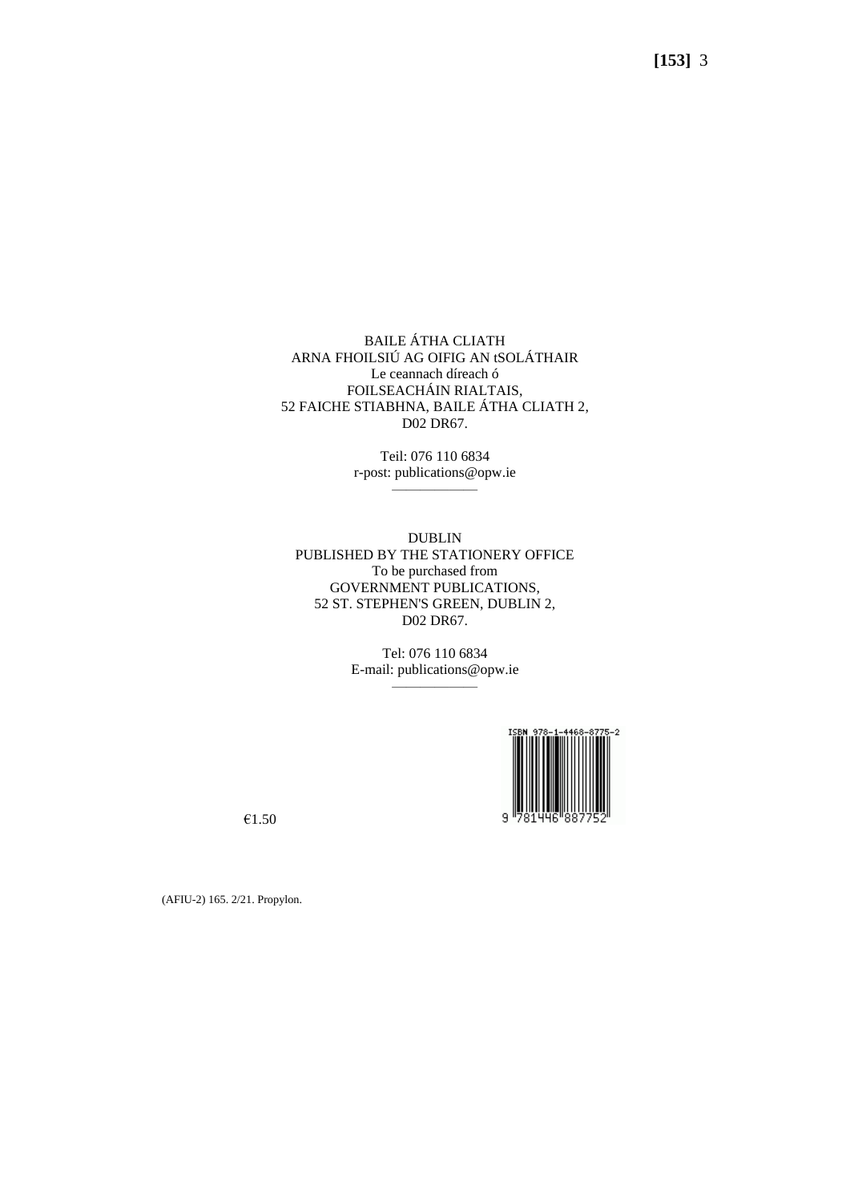BAILE ÁTHA CLIATH
ARNA FHOILSIÚ AG OIFIG AN tSOLÁTHAIR
Le ceannach díreach ó
FOILSEACHÁIN RIALTAIS,
52 FAICHE STIABHNA, BAILE ÁTHA CLIATH 2,
D02 DR67.

Teil: 076 110 6834
r-post: publications@opw.ie

---

DUBLIN
PUBLISHED BY THE STATIONERY OFFICE
To be purchased from
GOVERNMENT PUBLICATIONS,
52 ST. STEPHEN'S GREEN, DUBLIN 2,
D02 DR67.

Tel: 076 110 6834
E-mail: publications@opw.ie

---

ISBN 978-1-4468-8775-2

9 781446 887752

€1.50

(AFIU-2) 165. 2/21. Propylon.